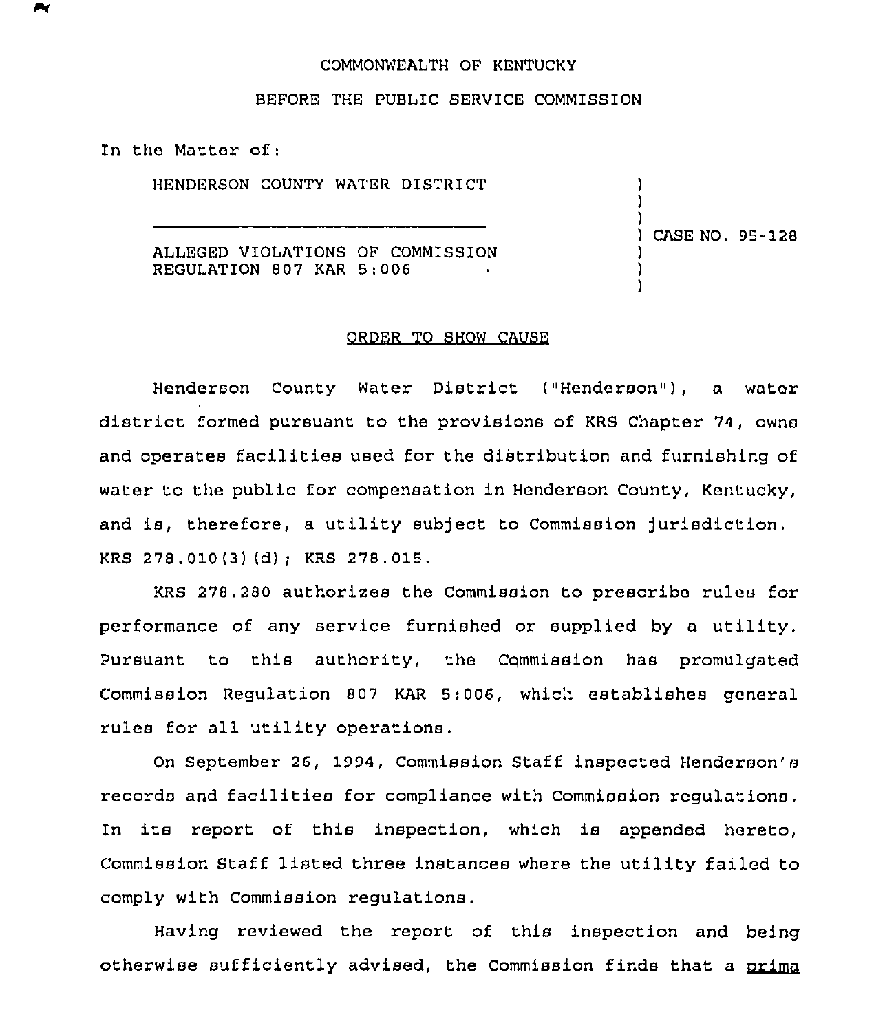COMMONWEALTH OF KENTUCKY

BEFORE THE PUBLIC SERVICE COMMISSION

In the Matter of:

| | |
|---|---|
| HENDERSON COUNTY WATER DISTRICT<br><br>ALLEGED VIOLATIONS OF COMMISSION REGULATION 807 KAR 5:006 | CASE NO. 95-128 |

## ORDER TO SHOW CAUSE

Henderson County Water District ("Henderson"), a water district formed pursuant to the provisions of KRS Chapter 74, owns and operates facilities used for the distribution and furnishing of water to the public for compensation in Henderson County, Kentucky, and is, therefore, a utility subject to Commission jurisdiction. KRS 278.010(3)(d); KRS 278.015.

KRS 278.280 authorizes the Commission to prescribe rules for performance of any service furnished or supplied by a utility. Pursuant to this authority, the Commission has promulgated Commission Regulation 807 KAR 5:006, which establishes general rules for all utility operations.

On September 26, 1994, Commission Staff inspected Henderson's records and facilities for compliance with Commission regulations. In its report of this inspection, which is appended hereto, Commission Staff listed three instances where the utility failed to comply with Commission regulations.

Having reviewed the report of this inspection and being otherwise sufficiently advised, the Commission finds that a prima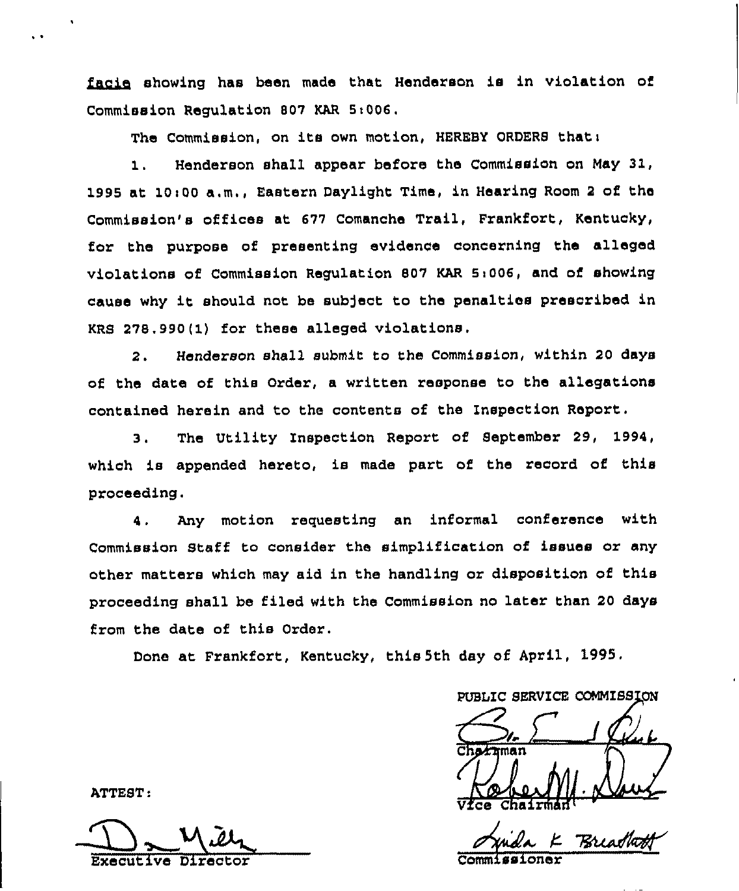*facie* showing has been made that Henderson is in violation of Commission Regulation 807 KAR 5:006.

The Commission, on its own motion, HEREBY ORDERS that:

1. Henderson shall appear before the Commission on May 31, 1995 at 10:00 a.m., Eastern Daylight Time, in Hearing Room 2 of the Commission's offices at 677 Comanche Trail, Frankfort, Kentucky, for the purpose of presenting evidence concerning the alleged violations of Commission Regulation 807 KAR 5:006, and of showing cause why it should not be subject to the penalties prescribed in KRS 278.990(1) for these alleged violations.

2. Henderson shall submit to the Commission, within 20 days of the date of this Order, a written response to the allegations contained herein and to the contents of the Inspection Report.

3. The Utility Inspection Report of September 29, 1994, which is appended hereto, is made part of the record of this proceeding.

4. Any motion requesting an informal conference with Commission Staff to consider the simplification of issues or any other matters which may aid in the handling or disposition of this proceeding shall be filed with the Commission no later than 20 days from the date of this Order.

Done at Frankfort, Kentucky, this 5th day of April, 1995.

PUBLIC SERVICE COMMISSION

Chairman

Vice Chairman

Commissioner

ATTEST:

Executive Director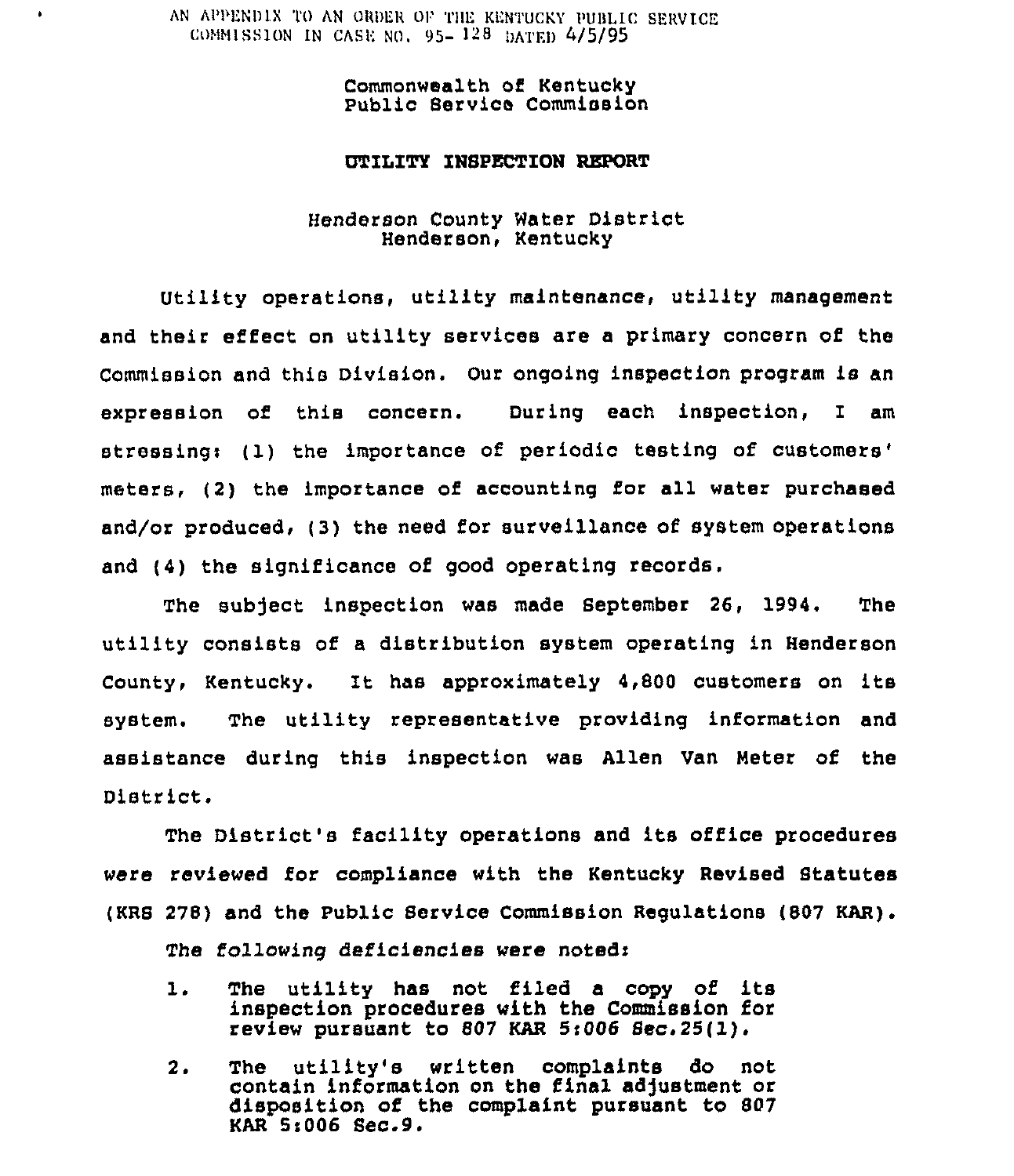AN APPENDIX TO AN ORDER OF THE KENTUCKY PUBLIC SERVICE COMMISSION IN CASE NO. 95-128 DATED 4/5/95

Commonwealth of Kentucky
Public Service Commission

**UTILITY INSPECTION REPORT**

Henderson County Water District
Henderson, Kentucky

Utility operations, utility maintenance, utility management and their effect on utility services are a primary concern of the Commission and this Division. Our ongoing inspection program is an expression of this concern. During each inspection, I am stressing: (1) the importance of periodic testing of customers' meters, (2) the importance of accounting for all water purchased and/or produced, (3) the need for surveillance of system operations and (4) the significance of good operating records.

The subject inspection was made September 26, 1994. The utility consists of a distribution system operating in Henderson County, Kentucky. It has approximately 4,800 customers on its system. The utility representative providing information and assistance during this inspection was Allen Van Meter of the District.

The District's facility operations and its office procedures were reviewed for compliance with the Kentucky Revised Statutes (KRS 278) and the Public Service Commission Regulations (807 KAR).

The following deficiencies were noted:

1. The utility has not filed a copy of its inspection procedures with the Commission for review pursuant to 807 KAR 5:006 Sec.25(1).

2. The utility's written complaints do not contain information on the final adjustment or disposition of the complaint pursuant to 807 KAR 5:006 Sec.9.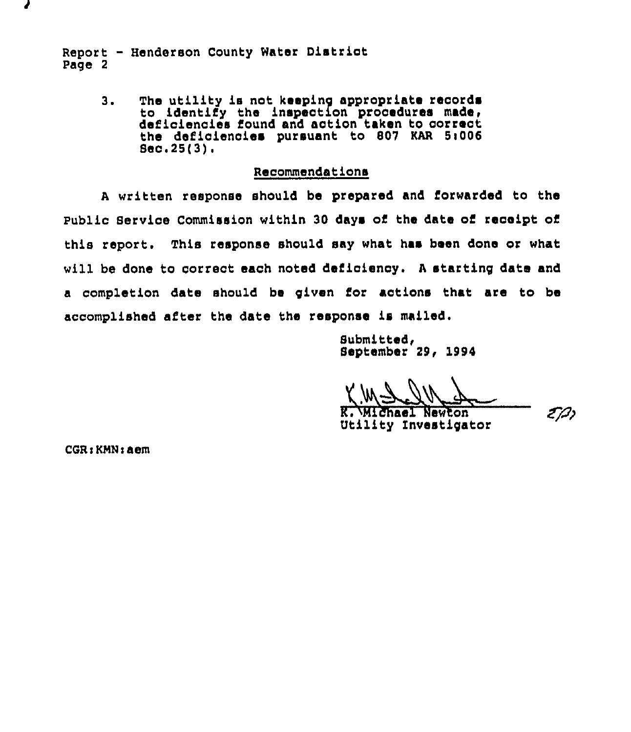3. The utility is not keeping appropriate records to identify the inspection procedures made, deficiencies found and action taken to correct the deficiencies pursuant to 807 KAR 5:006 Sec.25(3).

## Recommendations

A written response should be prepared and forwarded to the Public Service Commission within 30 days of the date of receipt of this report. This response should say what has been done or what will be done to correct each noted deficiency. A starting date and a completion date should be given for actions that are to be accomplished after the date the response is mailed.

Submitted,
September 29, 1994

K. Michael Newton
Utility Investigator

CGR:KMN:aem